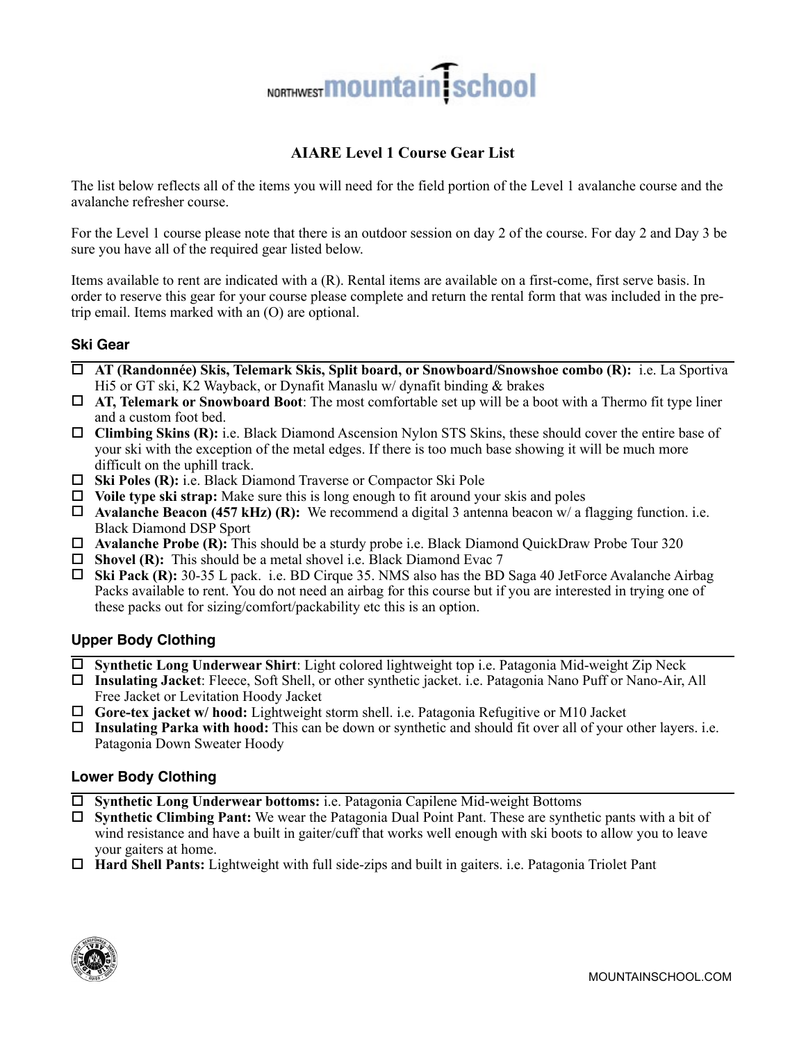NORTHWEST mountain school

# AIARE Level 1 Course Gear List

The list below reflects all of the items you will need for the field portion of the Level 1 avalanche course and the avalanche refresher course.

For the Level 1 course please note that there is an outdoor session on day 2 of the course. For day 2 and Day 3 be sure you have all of the required gear listed below.

Items available to rent are indicated with a (R). Rental items are available on a first-come, first serve basis. In order to reserve this gear for your course please complete and return the rental form that was included in the pre-trip email. Items marked with an (O) are optional.

## Ski Gear

- ☐ **AT (Randonnée) Skis, Telemark Skis, Split board, or Snowboard/Snowshoe combo (R):** i.e. La Sportiva Hi5 or GT ski, K2 Wayback, or Dynafit Manaslu w/ dynafit binding & brakes
- ☐ **AT, Telemark or Snowboard Boot**: The most comfortable set up will be a boot with a Thermo fit type liner and a custom foot bed.
- ☐ **Climbing Skins (R):** i.e. Black Diamond Ascension Nylon STS Skins, these should cover the entire base of your ski with the exception of the metal edges. If there is too much base showing it will be much more difficult on the uphill track.
- ☐ **Ski Poles (R):** i.e. Black Diamond Traverse or Compactor Ski Pole
- ☐ **Voile type ski strap:** Make sure this is long enough to fit around your skis and poles
- ☐ **Avalanche Beacon (457 kHz) (R):** We recommend a digital 3 antenna beacon w/ a flagging function. i.e. Black Diamond DSP Sport
- ☐ **Avalanche Probe (R):** This should be a sturdy probe i.e. Black Diamond QuickDraw Probe Tour 320
- ☐ **Shovel (R):** This should be a metal shovel i.e. Black Diamond Evac 7
- ☐ **Ski Pack (R):** 30-35 L pack. i.e. BD Cirque 35. NMS also has the BD Saga 40 JetForce Avalanche Airbag Packs available to rent. You do not need an airbag for this course but if you are interested in trying one of these packs out for sizing/comfort/packability etc this is an option.

## Upper Body Clothing

- ☐ **Synthetic Long Underwear Shirt**: Light colored lightweight top i.e. Patagonia Mid-weight Zip Neck
- ☐ **Insulating Jacket**: Fleece, Soft Shell, or other synthetic jacket. i.e. Patagonia Nano Puff or Nano-Air, All Free Jacket or Levitation Hoody Jacket
- ☐ **Gore-tex jacket w/ hood:** Lightweight storm shell. i.e. Patagonia Refugitive or M10 Jacket
- ☐ **Insulating Parka with hood:** This can be down or synthetic and should fit over all of your other layers. i.e. Patagonia Down Sweater Hoody

## Lower Body Clothing

- ☐ **Synthetic Long Underwear bottoms:** i.e. Patagonia Capilene Mid-weight Bottoms
- ☐ **Synthetic Climbing Pant:** We wear the Patagonia Dual Point Pant. These are synthetic pants with a bit of wind resistance and have a built in gaiter/cuff that works well enough with ski boots to allow you to leave your gaiters at home.
- ☐ **Hard Shell Pants:** Lightweight with full side-zips and built in gaiters. i.e. Patagonia Triolet Pant

MOUNTAINSCHOOL.COM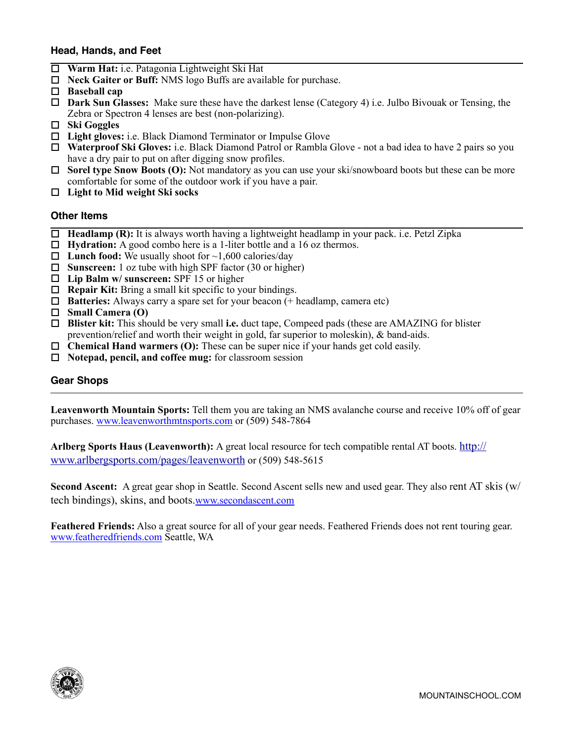### Head, Hands, and Feet

- ☐ **Warm Hat:** i.e. Patagonia Lightweight Ski Hat
- ☐ **Neck Gaiter or Buff:** NMS logo Buffs are available for purchase.
- ☐ **Baseball cap**
- ☐ **Dark Sun Glasses:** Make sure these have the darkest lense (Category 4) i.e. Julbo Bivouak or Tensing, the Zebra or Spectron 4 lenses are best (non-polarizing).
- ☐ **Ski Goggles**
- ☐ **Light gloves:** i.e. Black Diamond Terminator or Impulse Glove
- ☐ **Waterproof Ski Gloves:** i.e. Black Diamond Patrol or Rambla Glove - not a bad idea to have 2 pairs so you have a dry pair to put on after digging snow profiles.
- ☐ **Sorel type Snow Boots (O):** Not mandatory as you can use your ski/snowboard boots but these can be more comfortable for some of the outdoor work if you have a pair.
- ☐ **Light to Mid weight Ski socks**

### Other Items

- ☐ **Headlamp (R):** It is always worth having a lightweight headlamp in your pack. i.e. Petzl Zipka
- ☐ **Hydration:** A good combo here is a 1-liter bottle and a 16 oz thermos.
- ☐ **Lunch food:** We usually shoot for ~1,600 calories/day
- ☐ **Sunscreen:** 1 oz tube with high SPF factor (30 or higher)
- ☐ **Lip Balm w/ sunscreen:** SPF 15 or higher
- ☐ **Repair Kit:** Bring a small kit specific to your bindings.
- ☐ **Batteries:** Always carry a spare set for your beacon (+ headlamp, camera etc)
- ☐ **Small Camera (O)**
- ☐ **Blister kit:** This should be very small **i.e.** duct tape, Compeed pads (these are AMAZING for blister prevention/relief and worth their weight in gold, far superior to moleskin), & band-aids.
- ☐ **Chemical Hand warmers (O):** These can be super nice if your hands get cold easily.
- ☐ **Notepad, pencil, and coffee mug:** for classroom session

### Gear Shops

**Leavenworth Mountain Sports:** Tell them you are taking an NMS avalanche course and receive 10% off of gear purchases. www.leavenworthmtnsports.com or (509) 548-7864

**Arlberg Sports Haus (Leavenworth):** A great local resource for tech compatible rental AT boots. http://www.arlbergsports.com/pages/leavenworth or (509) 548-5615

**Second Ascent:** A great gear shop in Seattle. Second Ascent sells new and used gear. They also rent AT skis (w/ tech bindings), skins, and boots. www.secondascent.com

**Feathered Friends:** Also a great source for all of your gear needs. Feathered Friends does not rent touring gear. www.featheredfriends.com Seattle, WA